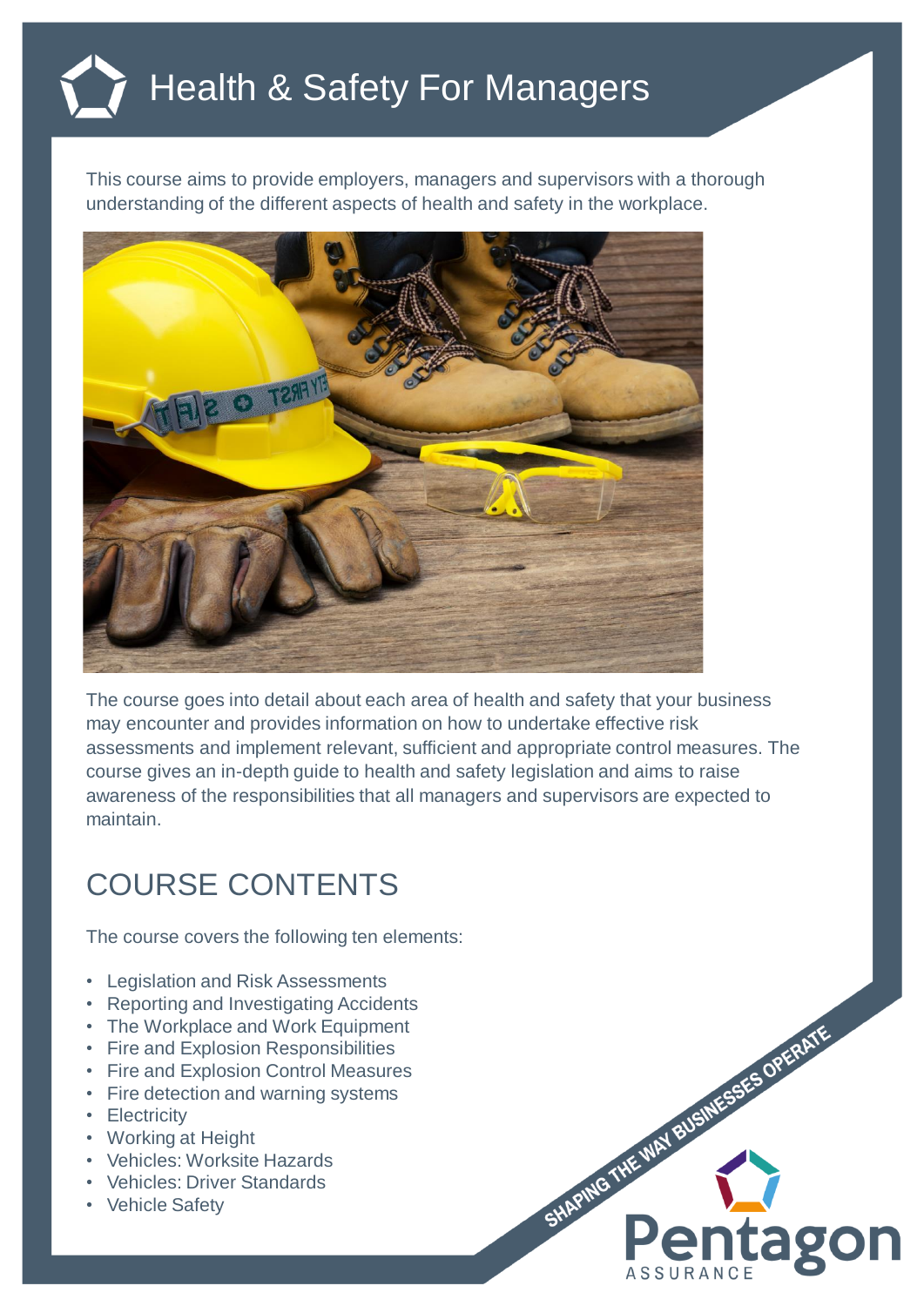# Health & Safety For Managers

This course aims to provide employers, managers and supervisors with a thorough understanding of the different aspects of health and safety in the workplace.

The course goes into detail about each area of health and safety that your business may encounter and provides information on how to undertake effective risk assessments and implement relevant, sufficient and appropriate control measures. The course gives an in-depth guide to health and safety legislation and aims to raise awareness of the responsibilities that all managers and supervisors are expected to maintain.

## COURSE CONTENTS

The course covers the following ten elements:

- Legislation and Risk Assessments
- Reporting and Investigating Accidents
- The Workplace and Work Equipment
- Fire and Explosion Responsibilities
- Fire and Explosion Control Measures
- Fire detection and warning systems
- Electricity
- Working at Height
- Vehicles: Worksite Hazards
- Vehicles: Driver Standards
- Vehicle Safety

SHAPING THE WAY BUSINESSES OPERATE

Pentagon ASSURANCE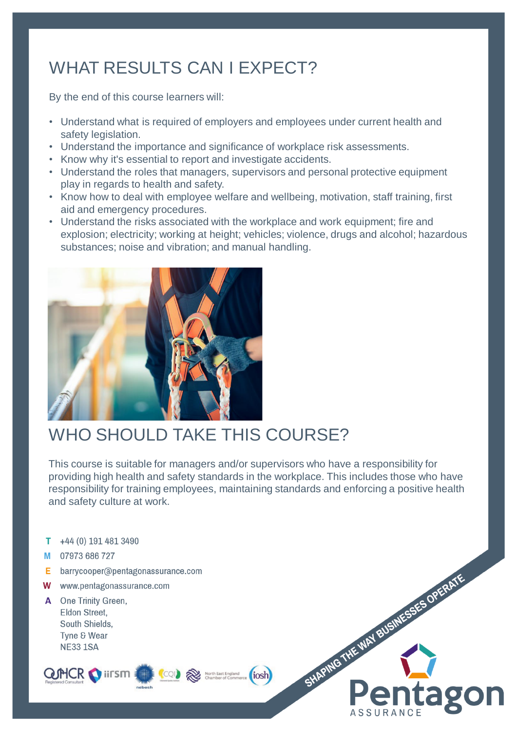## WHAT RESULTS CAN I EXPECT?

By the end of this course learners will:

- Understand what is required of employers and employees under current health and safety legislation.
- Understand the importance and significance of workplace risk assessments.
- Know why it's essential to report and investigate accidents.
- Understand the roles that managers, supervisors and personal protective equipment play in regards to health and safety.
- Know how to deal with employee welfare and wellbeing, motivation, staff training, first aid and emergency procedures.
- Understand the risks associated with the workplace and work equipment; fire and explosion; electricity; working at height; vehicles; violence, drugs and alcohol; hazardous substances; noise and vibration; and manual handling.

## WHO SHOULD TAKE THIS COURSE?

This course is suitable for managers and/or supervisors who have a responsibility for providing high health and safety standards in the workplace. This includes those who have responsibility for training employees, maintaining standards and enforcing a positive health and safety culture at work.

**T** +44 (0) 191 481 3490
**M** 07973 686 727
**E** barrycooper@pentagonassurance.com
**W** www.pentagonassurance.com
**A** One Trinity Green,
Eldon Street,
South Shields,
Tyne & Wear
NE33 1SA

SHAPING THE WAY BUSINESSES OPERATE

Pentagon ASSURANCE